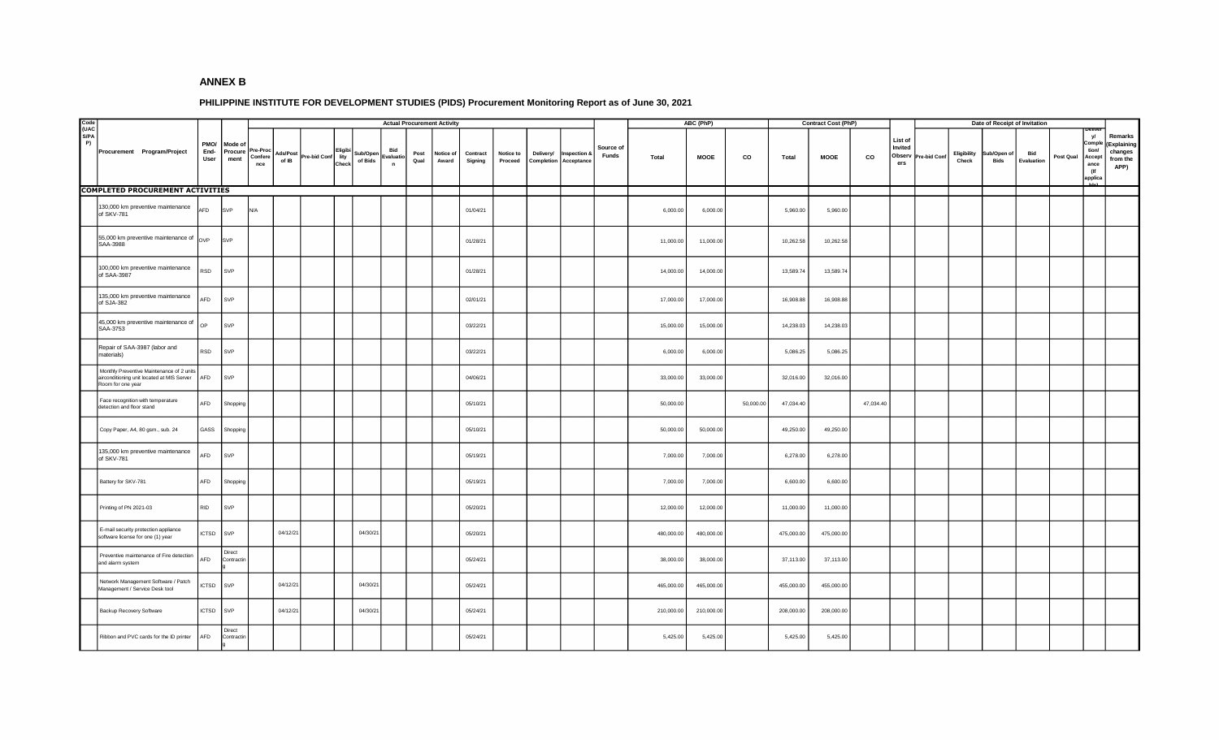## ANNEX B

### PHILIPPINE INSTITUTE FOR DEVELOPMENT STUDIES (PIDS) Procurement Monitoring Report as of June 30, 2021

| Code (UAC S/PA P) | Procurement Program/Project | PMO/ End-User | Mode of Procurement | Actual Procurement Activity | | | | | | | | | | | | | Source of Funds | ABC (PhP) | | | Contract Cost (PhP) | | | List of Invited Observers | Date of Receipt of Invitation | | | | | Delivery/ Completion/ Acceptance (If applicable) | Remarks (Explaining changes from the APP) |
|---|---|---|---|---|---|---|---|---|---|---|---|---|---|---|---|---|---|---|---|---|---|---|---|---|---|---|---|---|---|---|---|
| | | | | Pre-Proc Conference | Ads/Post of IB | Pre-bid Conf | Eligibility Check | Sub/Open of Bids | Bid Evaluation | Post Qual | Notice of Award | Contract Signing | Notice to Proceed | Delivery/ Completion | Inspection & Acceptance | | | Total | MOOE | CO | Total | MOOE | CO | | Pre-bid Conf | Eligibility Check | Sub/Open of Bids | Bid Evaluation | Post Qual | | |
| **COMPLETED PROCUREMENT ACTIVITIES** | | | | | | | | | | | | | | | | | | | | | | | | | | | | | | | |
| | 130,000 km preventive maintenance of SKV-781 | AFD | SVP | N/A | | | | | | | | 01/04/21 | | | | | | 6,000.00 | 6,000.00 | | 5,960.00 | 5,960.00 | | | | | | | | | |
| | 55,000 km preventive maintenance of SAA-3988 | OVP | SVP | | | | | | | | | 01/28/21 | | | | | | 11,000.00 | 11,000.00 | | 10,262.58 | 10,262.58 | | | | | | | | | |
| | 100,000 km preventive maintenance of SAA-3987 | RSD | SVP | | | | | | | | | 01/28/21 | | | | | | 14,000.00 | 14,000.00 | | 13,589.74 | 13,589.74 | | | | | | | | | |
| | 135,000 km preventive maintenance of SJA-382 | AFD | SVP | | | | | | | | | 02/01/21 | | | | | | 17,000.00 | 17,000.00 | | 16,908.88 | 16,908.88 | | | | | | | | | |
| | 45,000 km preventive maintenance of SAA-3753 | OP | SVP | | | | | | | | | 03/22/21 | | | | | | 15,000.00 | 15,000.00 | | 14,238.03 | 14,238.03 | | | | | | | | | |
| | Repair of SAA-3987 (labor and materials) | RSD | SVP | | | | | | | | | 03/22/21 | | | | | | 6,000.00 | 6,000.00 | | 5,086.25 | 5,086.25 | | | | | | | | | |
| | Monthly Preventive Maintenance of 2 units airconditioning unit located at MIS Server Room for one year | AFD | SVP | | | | | | | | | 04/06/21 | | | | | | 33,000.00 | 33,000.00 | | 32,016.00 | 32,016.00 | | | | | | | | | |
| | Face recognition with temperature detection and floor stand | AFD | Shopping | | | | | | | | | 05/10/21 | | | | | | 50,000.00 | | 50,000.00 | 47,034.40 | | 47,034.40 | | | | | | | | |
| | Copy Paper, A4, 80 gsm., sub. 24 | GASS | Shopping | | | | | | | | | 05/10/21 | | | | | | 50,000.00 | 50,000.00 | | 49,250.00 | 49,250.00 | | | | | | | | | |
| | 135,000 km preventive maintenance of SKV-781 | AFD | SVP | | | | | | | | | 05/19/21 | | | | | | 7,000.00 | 7,000.00 | | 6,278.00 | 6,278.00 | | | | | | | | | |
| | Battery for SKV-781 | AFD | Shopping | | | | | | | | | 05/19/21 | | | | | | 7,000.00 | 7,000.00 | | 6,600.00 | 6,600.00 | | | | | | | | | |
| | Printing of PN 2021-03 | RID | SVP | | | | | | | | | 05/20/21 | | | | | | 12,000.00 | 12,000.00 | | 11,000.00 | 11,000.00 | | | | | | | | | |
| | E-mail security protection appliance software license for one (1) year | ICTSD | SVP | | 04/12/21 | | | 04/30/21 | | | | 05/20/21 | | | | | | 480,000.00 | 480,000.00 | | 475,000.00 | 475,000.00 | | | | | | | | | |
| | Preventive maintenance of Fire detection and alarm system | AFD | Direct Contracting | | | | | | | | | 05/24/21 | | | | | | 38,000.00 | 38,000.00 | | 37,113.00 | 37,113.00 | | | | | | | | | |
| | Network Management Software / Patch Management / Service Desk tool | ICTSD | SVP | | 04/12/21 | | | 04/30/21 | | | | 05/24/21 | | | | | | 465,000.00 | 465,000.00 | | 455,000.00 | 455,000.00 | | | | | | | | | |
| | Backup Recovery Software | ICTSD | SVP | | 04/12/21 | | | 04/30/21 | | | | 05/24/21 | | | | | | 210,000.00 | 210,000.00 | | 208,000.00 | 208,000.00 | | | | | | | | | |
| | Ribbon and PVC cards for the ID printer | AFD | Direct Contracting | | | | | | | | | 05/24/21 | | | | | | 5,425.00 | 5,425.00 | | 5,425.00 | 5,425.00 | | | | | | | | | |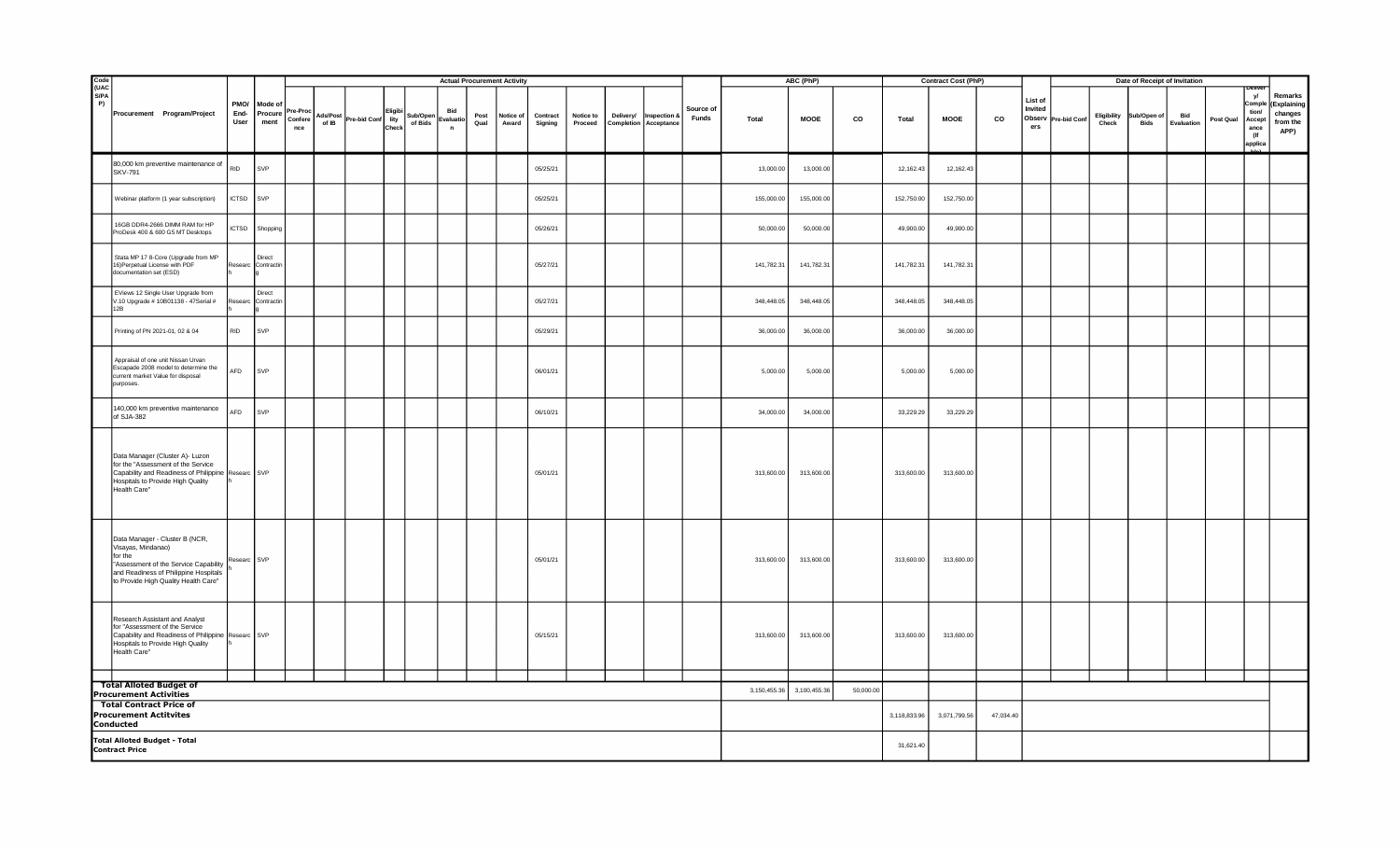| Code (UACS/PAP) | Procurement Program/Project | PMO/ End-User | Mode of Procurement | Actual Procurement Activity | | | | | | | | | | | | | Source of Funds | ABC (PhP) | | | Contract Cost (PhP) | | | List of Invited Observers | Date of Receipt of Invitation | | | | | | Delivery/ Completion/ Acceptance (If applicable) | Remarks (Explaining changes from the APP) |
|---|---|---|---|---|---|---|---|---|---|---|---|---|---|---|---|---|---|---|---|---|---|---|---|---|---|---|---|---|---|---|---|---|
| | | | | Pre-Proc Conference | Ads/Post of IB | Pre-bid Conf | Eligibility Check | Sub/Open of Bids | Bid Evaluation | Post Qual | Notice of Award | Contract Signing | Notice to Proceed | Delivery/ Completion | Inspection & Acceptance | | | Total | MOOE | CO | Total | MOOE | CO | | Pre-bid Conf | Eligibility Check | Sub/Open of Bids | Bid Evaluation | Post Qual | | | |
| | 80,000 km preventive maintenance of SKV-791 | RID | SVP | | | | | | | | | 05/25/21 | | | | | | 13,000.00 | 13,000.00 | | 12,162.43 | 12,162.43 | | | | | | | | | | |
| | Webinar platform (1 year subscription) | ICTSD | SVP | | | | | | | | | 05/25/21 | | | | | | 155,000.00 | 155,000.00 | | 152,750.00 | 152,750.00 | | | | | | | | | | |
| | 16GB DDR4-2666 DIMM RAM for HP ProDesk 400 & 600 G5 MT Desktops | ICTSD | Shopping | | | | | | | | | 05/26/21 | | | | | | 50,000.00 | 50,000.00 | | 49,900.00 | 49,900.00 | | | | | | | | | | |
| | Stata MP 17 8-Core (Upgrade from MP 16)Perpetual License with PDF documentation set (ESD) | Research | Direct Contracting | | | | | | | | | 05/27/21 | | | | | | 141,782.31 | 141,782.31 | | 141,782.31 | 141,782.31 | | | | | | | | | | |
| | EViews 12 Single User Upgrade from V.10 Upgrade # 10B01138 - 47Serial # 12B | Research | Direct Contracting | | | | | | | | | 05/27/21 | | | | | | 348,448.05 | 348,448.05 | | 348,448.05 | 348,448.05 | | | | | | | | | | |
| | Printing of PN 2021-01, 02 & 04 | RID | SVP | | | | | | | | | 05/29/21 | | | | | | 36,000.00 | 36,000.00 | | 36,000.00 | 36,000.00 | | | | | | | | | | |
| | Appraisal of one unit Nissan Urvan Escapade 2008 model to determine the current market Value for disposal purposes. | AFD | SVP | | | | | | | | | 06/01/21 | | | | | | 5,000.00 | 5,000.00 | | 5,000.00 | 5,000.00 | | | | | | | | | | |
| | 140,000 km preventive maintenance of SJA-382 | AFD | SVP | | | | | | | | | 06/10/21 | | | | | | 34,000.00 | 34,000.00 | | 33,229.29 | 33,229.29 | | | | | | | | | | |
| | Data Manager (Cluster A)- Luzon for the "Assessment of the Service Capability and Readiness of Philippine Hospitals to Provide High Quality Health Care" | Research | SVP | | | | | | | | | 05/01/21 | | | | | | 313,600.00 | 313,600.00 | | 313,600.00 | 313,600.00 | | | | | | | | | | |
| | Data Manager - Cluster B (NCR, Visayas, Mindanao) for the "Assessment of the Service Capability and Readiness of Philippine Hospitals to Provide High Quality Health Care" | Research | SVP | | | | | | | | | 05/01/21 | | | | | | 313,600.00 | 313,600.00 | | 313,600.00 | 313,600.00 | | | | | | | | | | |
| | Research Assistant and Analyst for "Assessment of the Service Capability and Readiness of Philippine Hospitals to Provide High Quality Health Care" | Research | SVP | | | | | | | | | 05/15/21 | | | | | | 313,600.00 | 313,600.00 | | 313,600.00 | 313,600.00 | | | | | | | | | | |
| **Total Alloted Budget of Procurement Activities** | | | | | | | | | | | | | | | | | | 3,150,455.36 | 3,100,455.36 | 50,000.00 | | | | | | | | | | | | |
| **Total Contract Price of Procurement Actitvites Conducted** | | | | | | | | | | | | | | | | | | | | | 3,118,833.96 | 3,071,799.56 | 47,034.40 | | | | | | | | | |
| **Total Alloted Budget - Total Contract Price** | | | | | | | | | | | | | | | | | | | | | 31,621.40 | | | | | | | | | | | |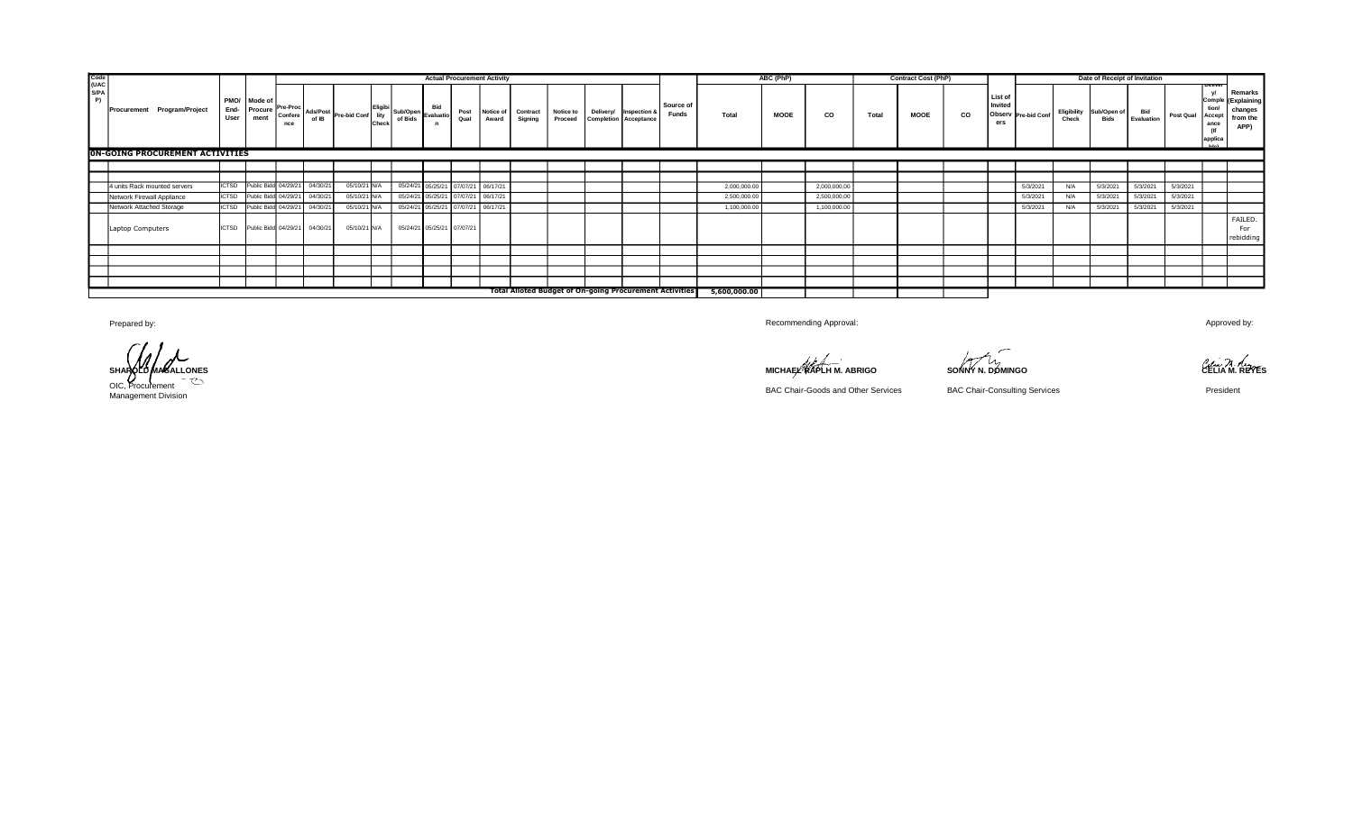| Code (UACS/PAP) | Procurement Program/Project | PMO/ End-User | Mode of Procurement | Actual Procurement Activity | | | | | | | | | | | | | Source of Funds | ABC (PhP) | | | Contract Cost (PhP) | | | List of Invited Observers | Date of Receipt of Invitation | | | | | Delivery/ Completion/ Acceptance (If applicable) | Remarks (Explaining changes from the APP) |
|---|---|---|---|---|---|---|---|---|---|---|---|---|---|---|---|---|---|---|---|---|---|---|---|---|---|---|---|---|---|---|---|
| | | | | Pre-Proc Conference | Ads/Post of IB | Pre-bid Conf | Eligibility Check | Sub/Open of Bids | Bid Evaluation | Post Qual | Notice of Award | Contract Signing | Notice to Proceed | Delivery/ Completion | Inspection & Acceptance | | | Total | MOOE | CO | Total | MOOE | CO | | Pre-bid Conf | Eligibility Check | Sub/Open of Bids | Bid Evaluation | Post Qual | | |
| **ON-GOING PROCUREMENT ACTIVITIES** | | | | | | | | | | | | | | | | | | | | | | | | | | | | | | | |
| | 4 units Rack mounted servers | ICTSD | Public Bidding | 04/29/21 | 04/30/21 | 05/10/21 | N/A | 05/24/21 | 05/25/21 | 07/07/21 | 06/17/21 | | | | | | | 2,000,000.00 | | 2,000,000.00 | | | | | 5/3/2021 | N/A | 5/3/2021 | 5/3/2021 | 5/3/2021 | | |
| | Network Firewall Appliance | ICTSD | Public Bidding | 04/29/21 | 04/30/21 | 05/10/21 | N/A | 05/24/21 | 05/25/21 | 07/07/21 | 06/17/21 | | | | | | | 2,500,000.00 | | 2,500,000.00 | | | | | 5/3/2021 | N/A | 5/3/2021 | 5/3/2021 | 5/3/2021 | | |
| | Network Attached Storage | ICTSD | Public Bidding | 04/29/21 | 04/30/21 | 05/10/21 | N/A | 05/24/21 | 05/25/21 | 07/07/21 | 06/17/21 | | | | | | | 1,100,000.00 | | 1,100,000.00 | | | | | 5/3/2021 | N/A | 5/3/2021 | 5/3/2021 | 5/3/2021 | | |
| | Laptop Computers | ICTSD | Public Bidding | 04/29/21 | 04/30/21 | 05/10/21 | N/A | 05/24/21 | 05/25/21 | 07/07/21 | | | | | | | | | | | | | | | | | | | | | FAILED. For rebidding |
| | | | | | | | | | | | | | | | | | **Total Alloted Budget of On-going Procurement Activities** | **5,600,000.00** | | | | | | | | | | | | | |

Prepared by:

**SHAROLD MABALLONES**
OIC, Procurement Management Division

Recommending Approval:

**MICHAEL RALPH M. ABRIGO**
BAC Chair-Goods and Other Services

**SONNY N. DOMINGO**
BAC Chair-Consulting Services

Approved by:

**CELIA M. REYES**
President